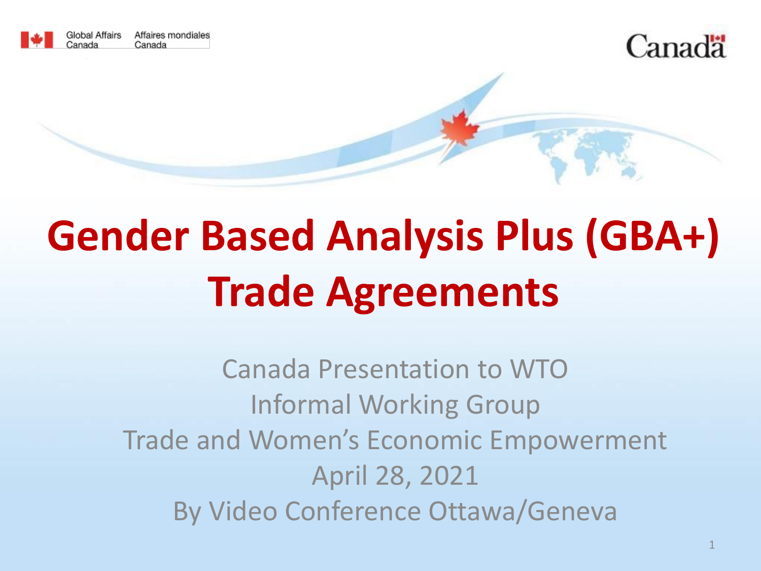Global Affairs Canada | Affaires mondiales Canada

# Gender Based Analysis Plus (GBA+) Trade Agreements

Canada Presentation to WTO
Informal Working Group
Trade and Women's Economic Empowerment
April 28, 2021
By Video Conference Ottawa/Geneva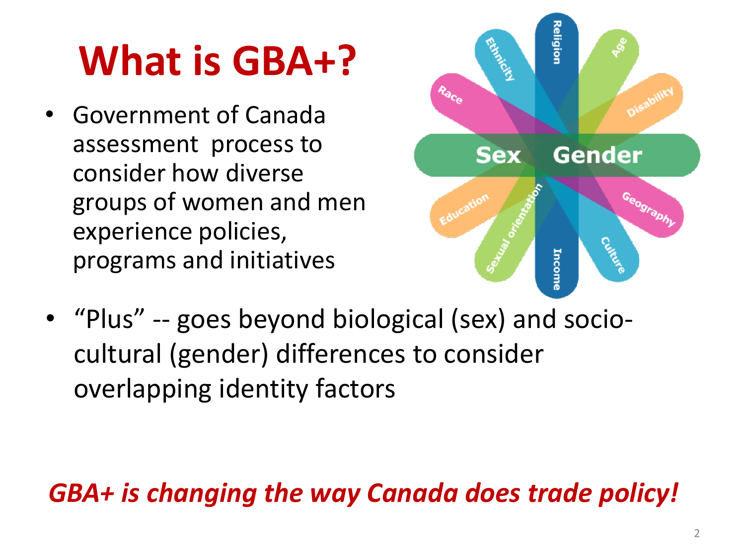# What is GBA+?

- Government of Canada assessment process to consider how diverse groups of women and men experience policies, programs and initiatives

- "Plus" -- goes beyond biological (sex) and socio-cultural (gender) differences to consider overlapping identity factors

***GBA+ is changing the way Canada does trade policy!***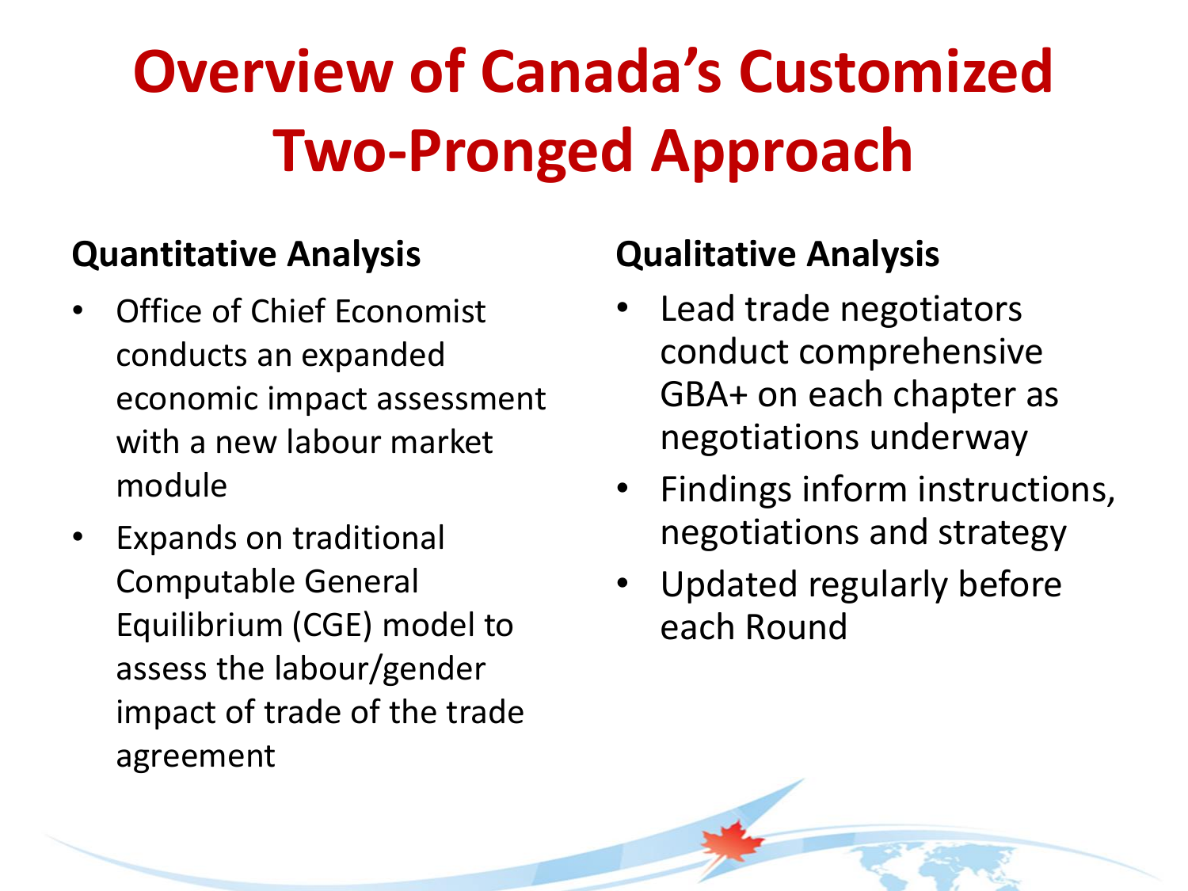# Overview of Canada's Customized Two-Pronged Approach

### Quantitative Analysis

- Office of Chief Economist conducts an expanded economic impact assessment with a new labour market module
- Expands on traditional Computable General Equilibrium (CGE) model to assess the labour/gender impact of trade of the trade agreement

### Qualitative Analysis

- Lead trade negotiators conduct comprehensive GBA+ on each chapter as negotiations underway
- Findings inform instructions, negotiations and strategy
- Updated regularly before each Round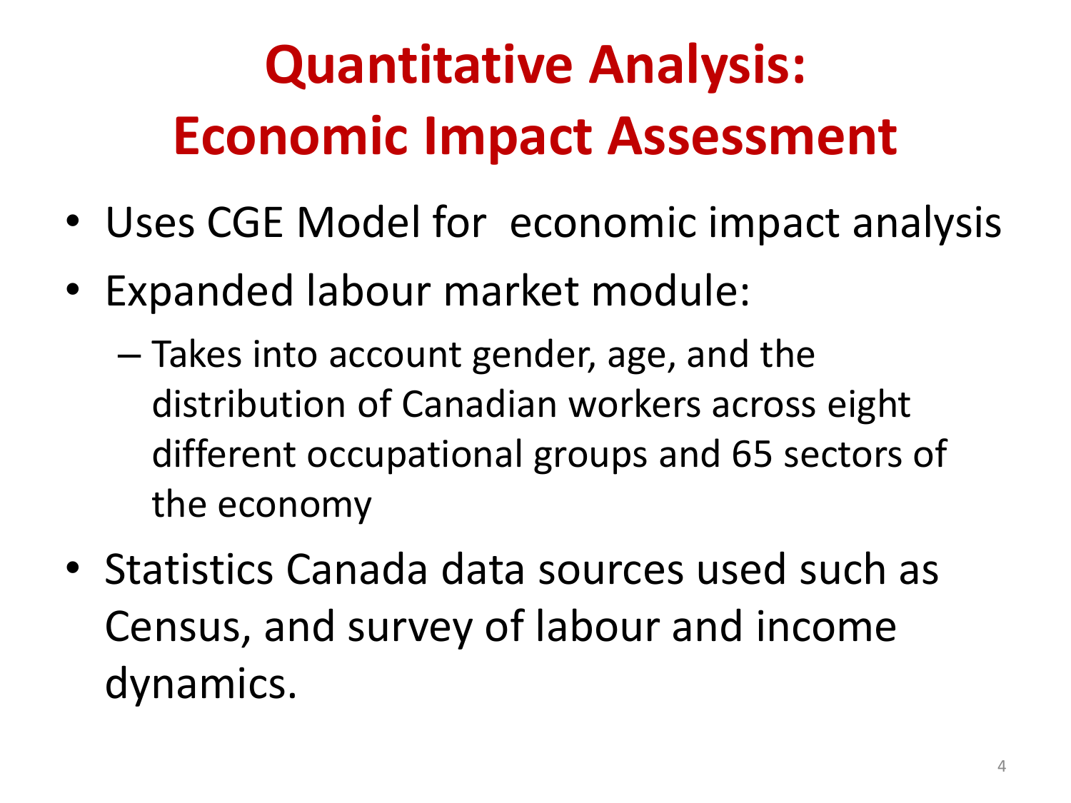# Quantitative Analysis: Economic Impact Assessment

- Uses CGE Model for economic impact analysis
- Expanded labour market module:
  - Takes into account gender, age, and the distribution of Canadian workers across eight different occupational groups and 65 sectors of the economy
- Statistics Canada data sources used such as Census, and survey of labour and income dynamics.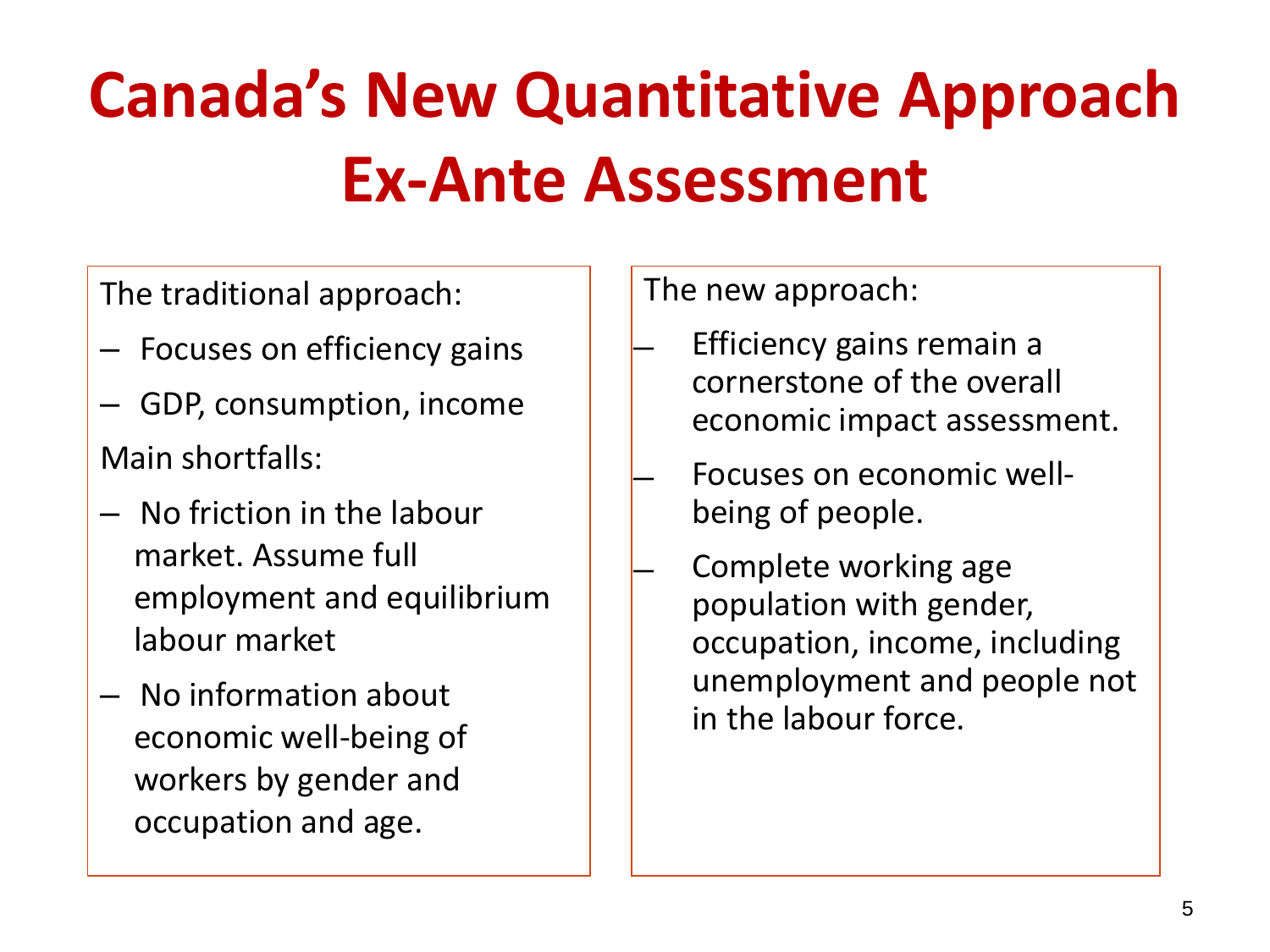# Canada's New Quantitative Approach Ex-Ante Assessment

The traditional approach:

- Focuses on efficiency gains
- GDP, consumption, income

Main shortfalls:

- No friction in the labour market. Assume full employment and equilibrium labour market
- No information about economic well-being of workers by gender and occupation and age.

The new approach:

- Efficiency gains remain a cornerstone of the overall economic impact assessment.
- Focuses on economic well-being of people.
- Complete working age population with gender, occupation, income, including unemployment and people not in the labour force.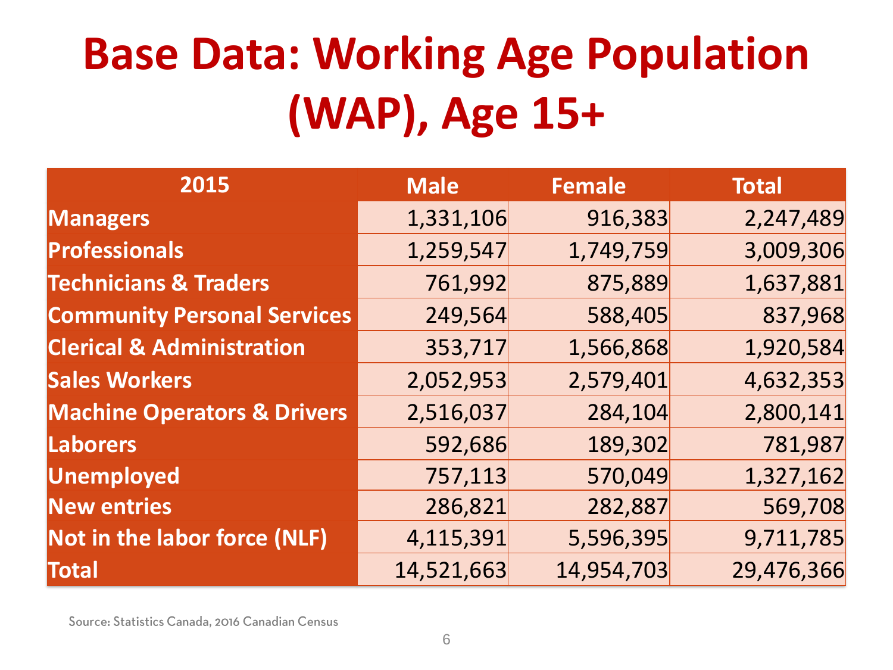# Base Data: Working Age Population (WAP), Age 15+

| 2015 | Male | Female | Total |
|---|---|---|---|
| Managers | 1,331,106 | 916,383 | 2,247,489 |
| Professionals | 1,259,547 | 1,749,759 | 3,009,306 |
| Technicians & Traders | 761,992 | 875,889 | 1,637,881 |
| Community Personal Services | 249,564 | 588,405 | 837,968 |
| Clerical & Administration | 353,717 | 1,566,868 | 1,920,584 |
| Sales Workers | 2,052,953 | 2,579,401 | 4,632,353 |
| Machine Operators & Drivers | 2,516,037 | 284,104 | 2,800,141 |
| Laborers | 592,686 | 189,302 | 781,987 |
| Unemployed | 757,113 | 570,049 | 1,327,162 |
| New entries | 286,821 | 282,887 | 569,708 |
| Not in the labor force (NLF) | 4,115,391 | 5,596,395 | 9,711,785 |
| Total | 14,521,663 | 14,954,703 | 29,476,366 |

Source: Statistics Canada, 2016 Canadian Census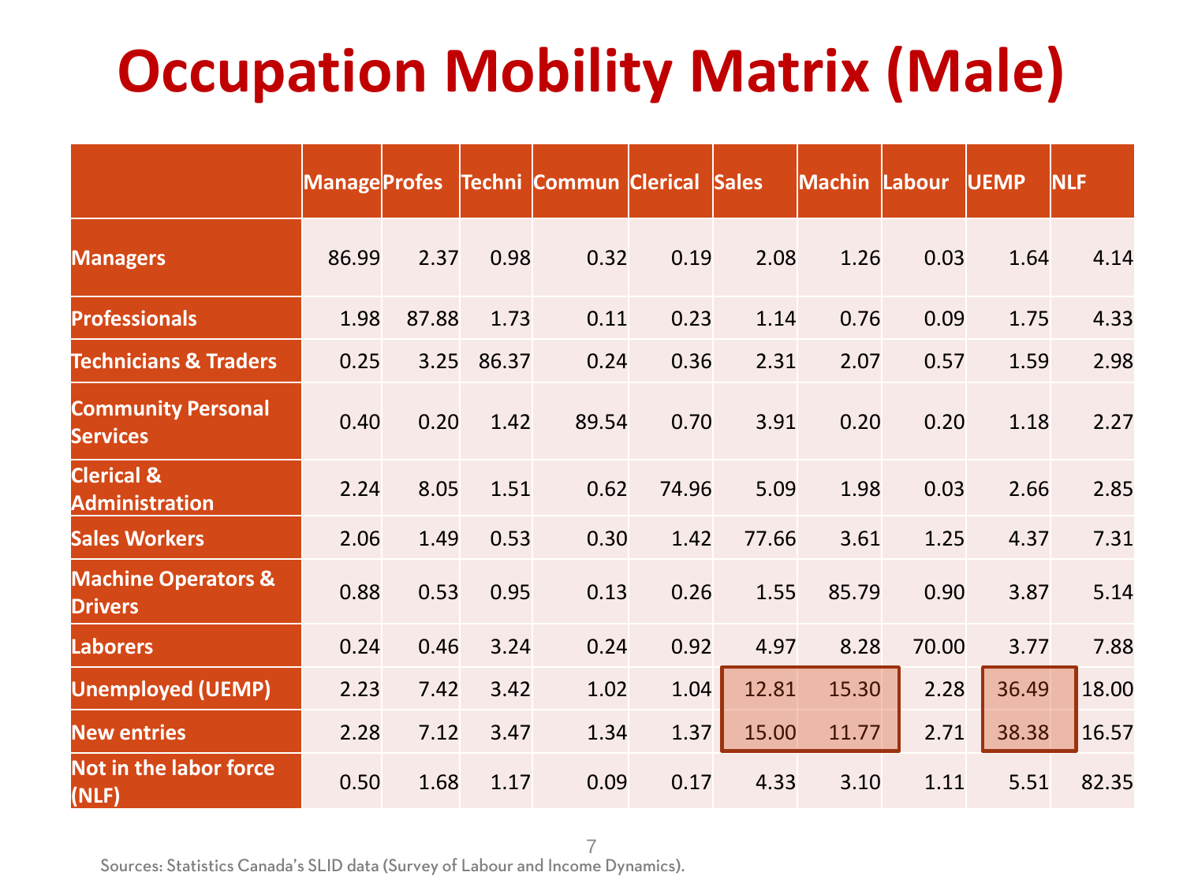# Occupation Mobility Matrix (Male)

| | Manage | Profes | Techni | Commun | Clerical | Sales | Machin | Labour | UEMP | NLF |
|---|---|---|---|---|---|---|---|---|---|---|
| **Managers** | 86.99 | 2.37 | 0.98 | 0.32 | 0.19 | 2.08 | 1.26 | 0.03 | 1.64 | 4.14 |
| **Professionals** | 1.98 | 87.88 | 1.73 | 0.11 | 0.23 | 1.14 | 0.76 | 0.09 | 1.75 | 4.33 |
| **Technicians & Traders** | 0.25 | 3.25 | 86.37 | 0.24 | 0.36 | 2.31 | 2.07 | 0.57 | 1.59 | 2.98 |
| **Community Personal Services** | 0.40 | 0.20 | 1.42 | 89.54 | 0.70 | 3.91 | 0.20 | 0.20 | 1.18 | 2.27 |
| **Clerical & Administration** | 2.24 | 8.05 | 1.51 | 0.62 | 74.96 | 5.09 | 1.98 | 0.03 | 2.66 | 2.85 |
| **Sales Workers** | 2.06 | 1.49 | 0.53 | 0.30 | 1.42 | 77.66 | 3.61 | 1.25 | 4.37 | 7.31 |
| **Machine Operators & Drivers** | 0.88 | 0.53 | 0.95 | 0.13 | 0.26 | 1.55 | 85.79 | 0.90 | 3.87 | 5.14 |
| **Laborers** | 0.24 | 0.46 | 3.24 | 0.24 | 0.92 | 4.97 | 8.28 | 70.00 | 3.77 | 7.88 |
| **Unemployed (UEMP)** | 2.23 | 7.42 | 3.42 | 1.02 | 1.04 | 12.81 | 15.30 | 2.28 | 36.49 | 18.00 |
| **New entries** | 2.28 | 7.12 | 3.47 | 1.34 | 1.37 | 15.00 | 11.77 | 2.71 | 38.38 | 16.57 |
| **Not in the labor force (NLF)** | 0.50 | 1.68 | 1.17 | 0.09 | 0.17 | 4.33 | 3.10 | 1.11 | 5.51 | 82.35 |

Sources: Statistics Canada's SLID data (Survey of Labour and Income Dynamics).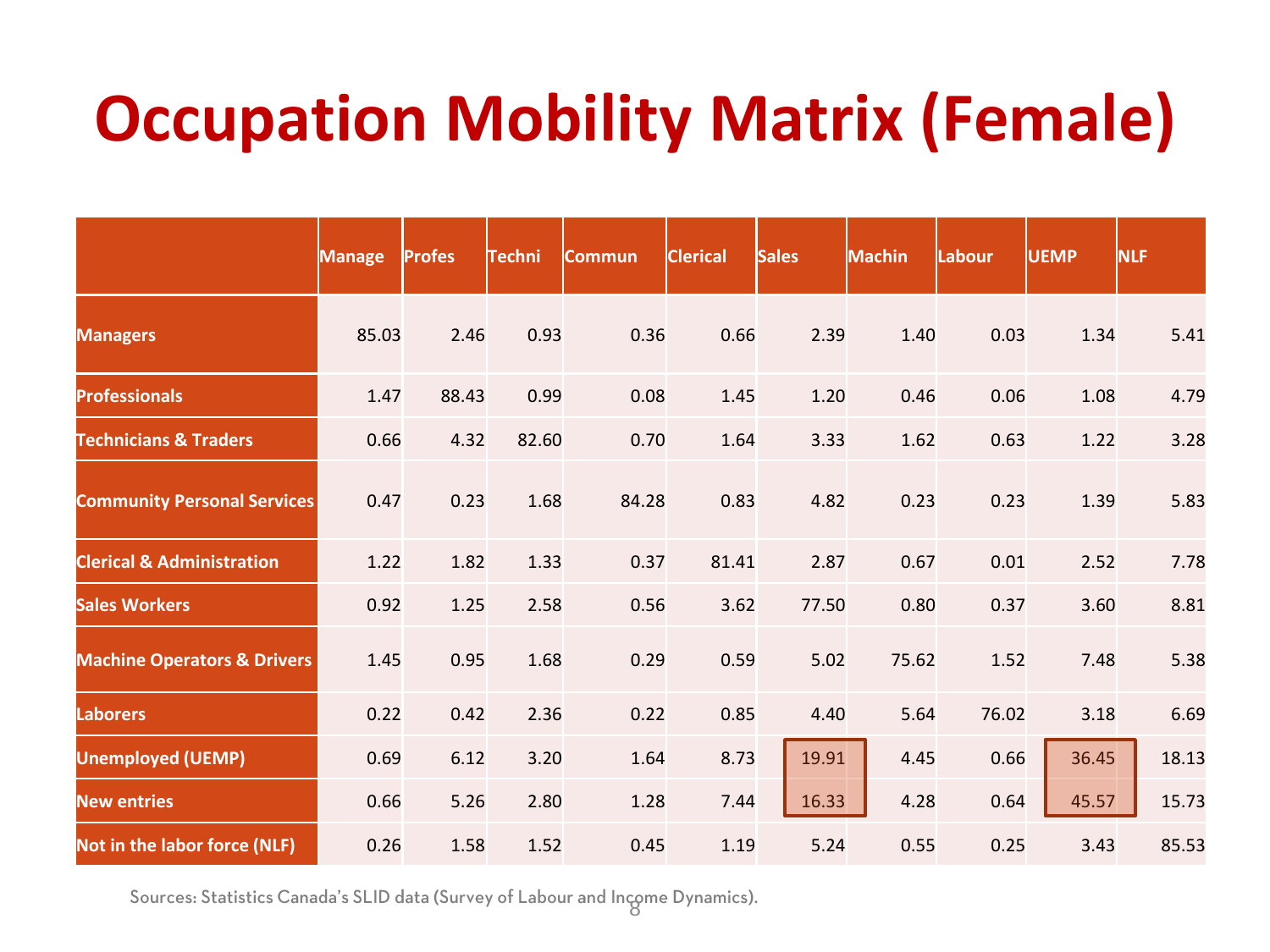# Occupation Mobility Matrix (Female)

| | Manage | Profes | Techni | Commun | Clerical | Sales | Machin | Labour | UEMP | NLF |
|---|---|---|---|---|---|---|---|---|---|---|
| **Managers** | 85.03 | 2.46 | 0.93 | 0.36 | 0.66 | 2.39 | 1.40 | 0.03 | 1.34 | 5.41 |
| **Professionals** | 1.47 | 88.43 | 0.99 | 0.08 | 1.45 | 1.20 | 0.46 | 0.06 | 1.08 | 4.79 |
| **Technicians & Traders** | 0.66 | 4.32 | 82.60 | 0.70 | 1.64 | 3.33 | 1.62 | 0.63 | 1.22 | 3.28 |
| **Community Personal Services** | 0.47 | 0.23 | 1.68 | 84.28 | 0.83 | 4.82 | 0.23 | 0.23 | 1.39 | 5.83 |
| **Clerical & Administration** | 1.22 | 1.82 | 1.33 | 0.37 | 81.41 | 2.87 | 0.67 | 0.01 | 2.52 | 7.78 |
| **Sales Workers** | 0.92 | 1.25 | 2.58 | 0.56 | 3.62 | 77.50 | 0.80 | 0.37 | 3.60 | 8.81 |
| **Machine Operators & Drivers** | 1.45 | 0.95 | 1.68 | 0.29 | 0.59 | 5.02 | 75.62 | 1.52 | 7.48 | 5.38 |
| **Laborers** | 0.22 | 0.42 | 2.36 | 0.22 | 0.85 | 4.40 | 5.64 | 76.02 | 3.18 | 6.69 |
| **Unemployed (UEMP)** | 0.69 | 6.12 | 3.20 | 1.64 | 8.73 | 19.91 | 4.45 | 0.66 | 36.45 | 18.13 |
| **New entries** | 0.66 | 5.26 | 2.80 | 1.28 | 7.44 | 16.33 | 4.28 | 0.64 | 45.57 | 15.73 |
| **Not in the labor force (NLF)** | 0.26 | 1.58 | 1.52 | 0.45 | 1.19 | 5.24 | 0.55 | 0.25 | 3.43 | 85.53 |

Sources: Statistics Canada's SLID data (Survey of Labour and Income Dynamics).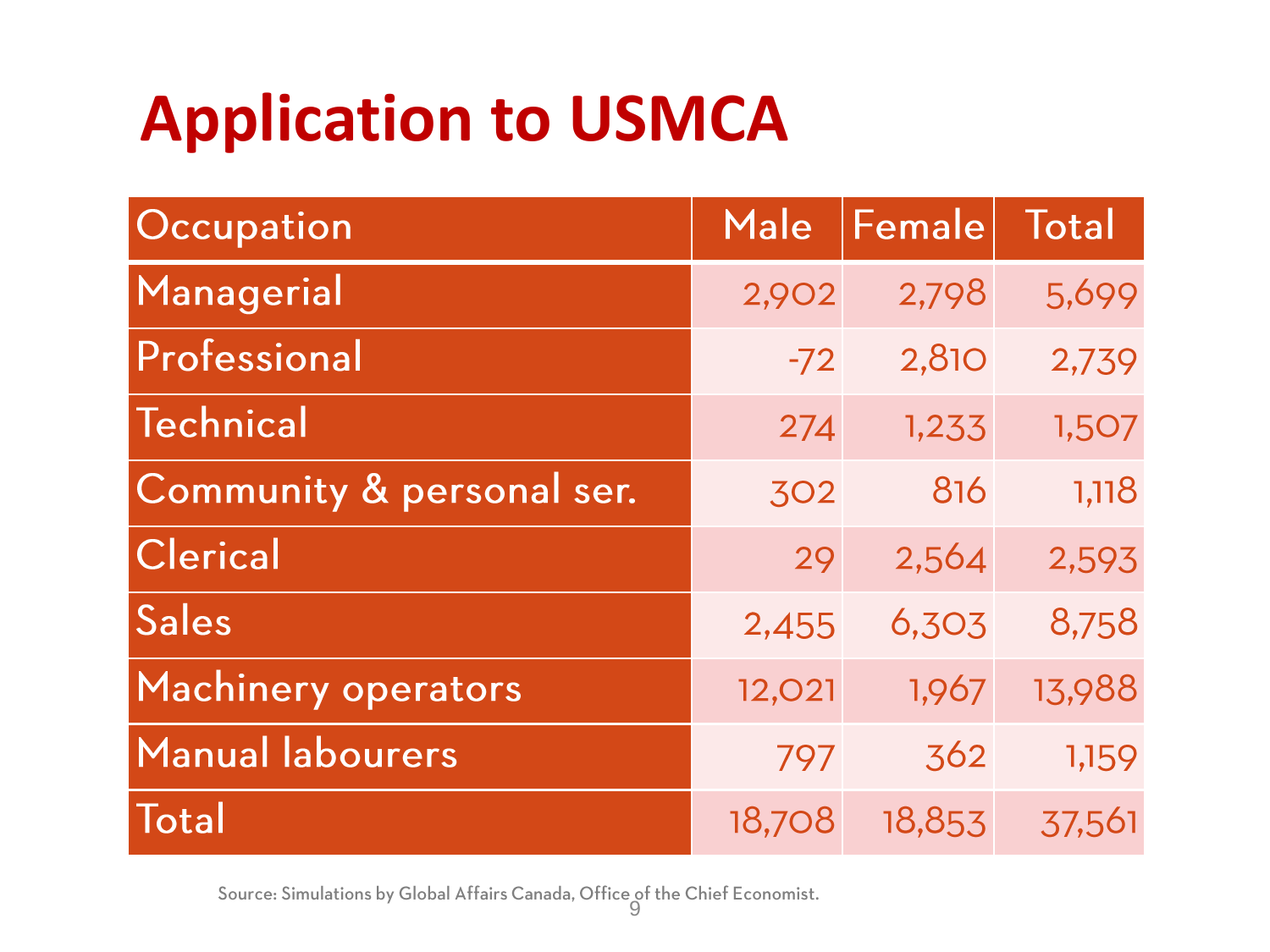# Application to USMCA

| Occupation | Male | Female | Total |
|---|---|---|---|
| Managerial | 2,902 | 2,798 | 5,699 |
| Professional | -72 | 2,810 | 2,739 |
| Technical | 274 | 1,233 | 1,507 |
| Community & personal ser. | 302 | 816 | 1,118 |
| Clerical | 29 | 2,564 | 2,593 |
| Sales | 2,455 | 6,303 | 8,758 |
| Machinery operators | 12,021 | 1,967 | 13,988 |
| Manual labourers | 797 | 362 | 1,159 |
| Total | 18,708 | 18,853 | 37,561 |

Source: Simulations by Global Affairs Canada, Office of the Chief Economist.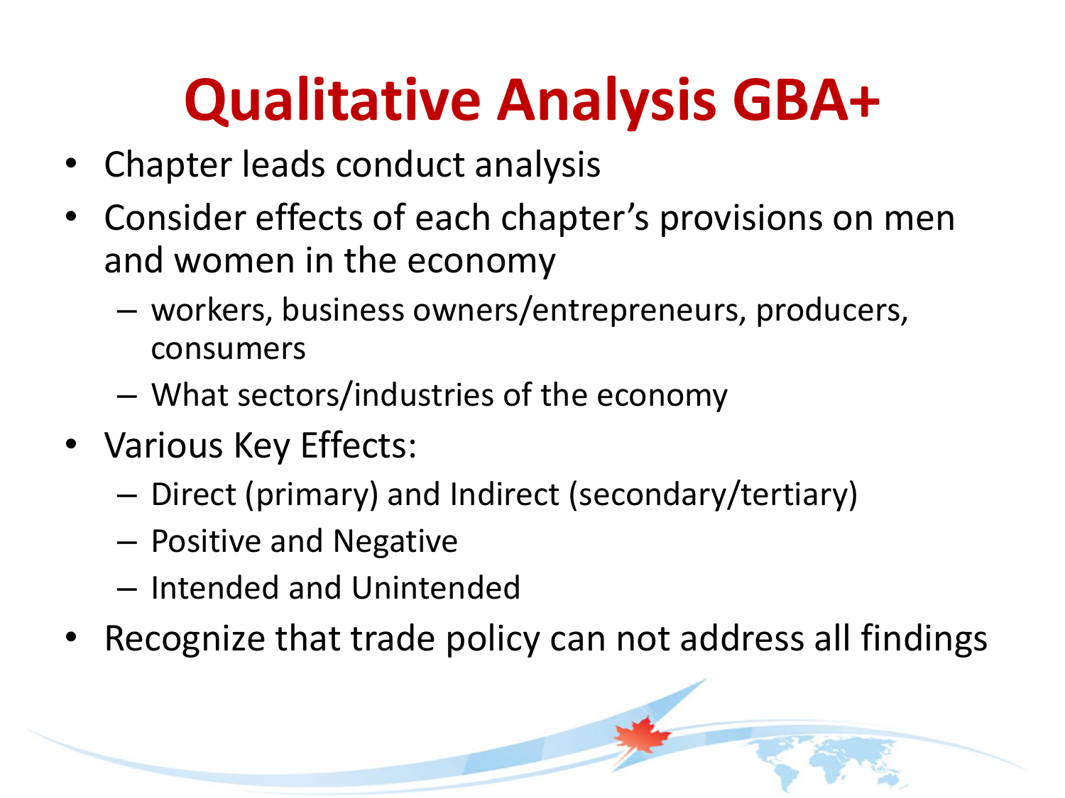# Qualitative Analysis GBA+

- Chapter leads conduct analysis
- Consider effects of each chapter's provisions on men and women in the economy
  - workers, business owners/entrepreneurs, producers, consumers
  - What sectors/industries of the economy
- Various Key Effects:
  - Direct (primary) and Indirect (secondary/tertiary)
  - Positive and Negative
  - Intended and Unintended
- Recognize that trade policy can not address all findings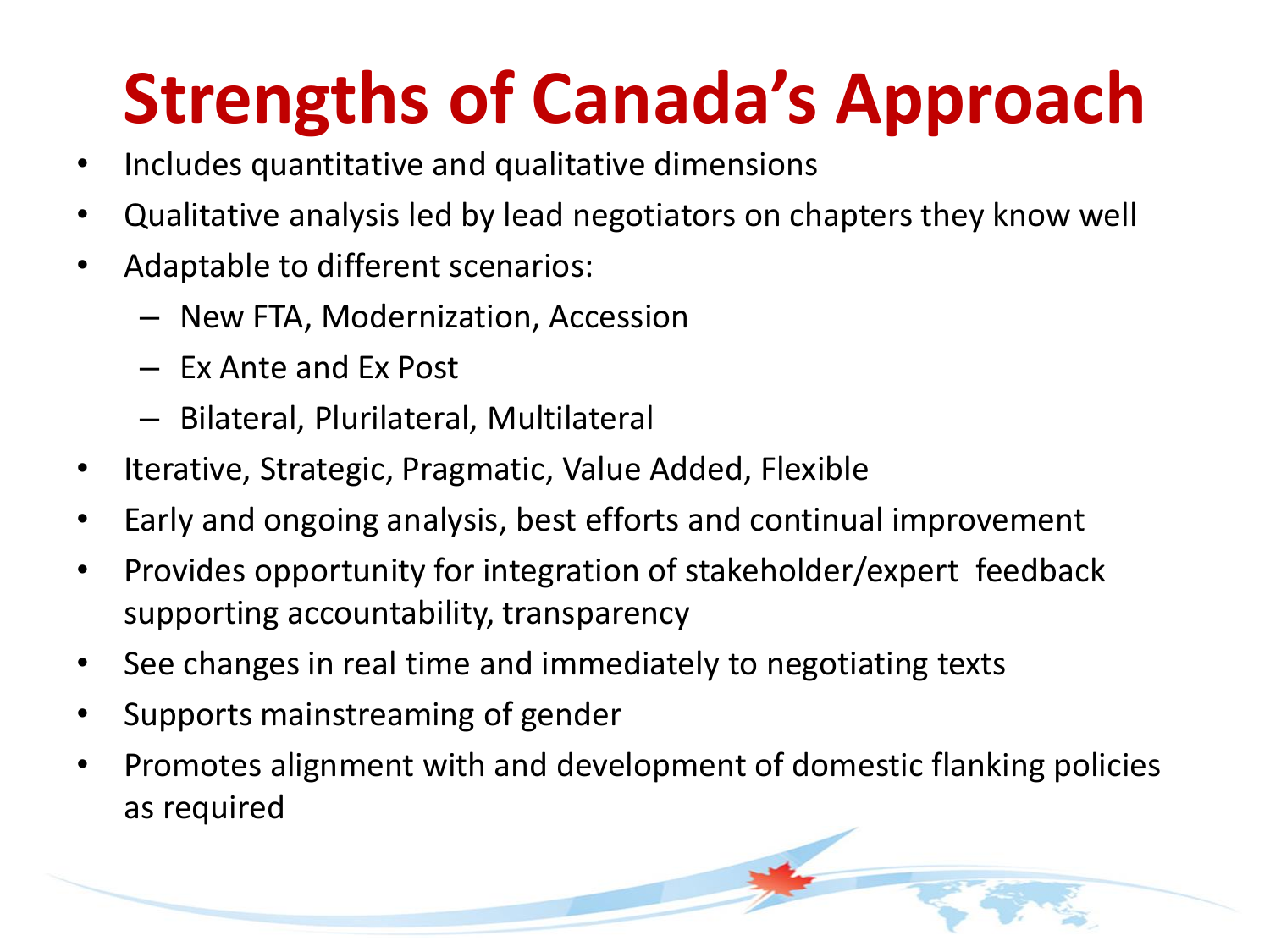# Strengths of Canada's Approach

- Includes quantitative and qualitative dimensions
- Qualitative analysis led by lead negotiators on chapters they know well
- Adaptable to different scenarios:
  - New FTA, Modernization, Accession
  - Ex Ante and Ex Post
  - Bilateral, Plurilateral, Multilateral
- Iterative, Strategic, Pragmatic, Value Added, Flexible
- Early and ongoing analysis, best efforts and continual improvement
- Provides opportunity for integration of stakeholder/expert feedback supporting accountability, transparency
- See changes in real time and immediately to negotiating texts
- Supports mainstreaming of gender
- Promotes alignment with and development of domestic flanking policies as required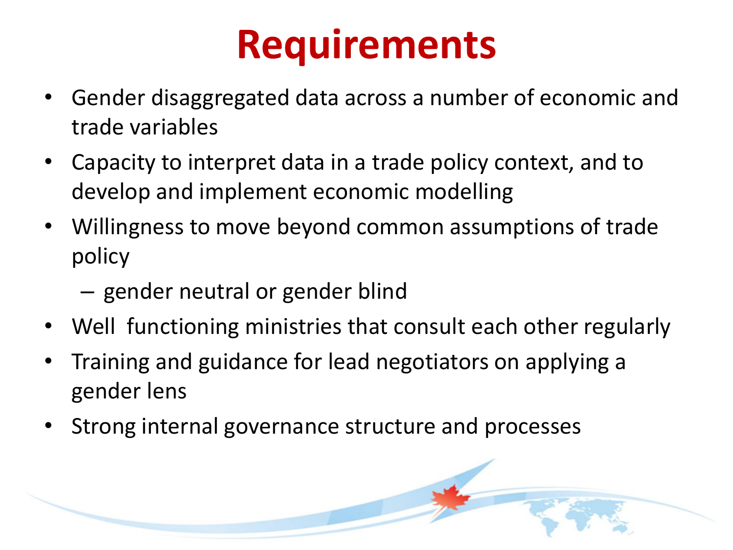# Requirements

- Gender disaggregated data across a number of economic and trade variables
- Capacity to interpret data in a trade policy context, and to develop and implement economic modelling
- Willingness to move beyond common assumptions of trade policy
  - gender neutral or gender blind
- Well functioning ministries that consult each other regularly
- Training and guidance for lead negotiators on applying a gender lens
- Strong internal governance structure and processes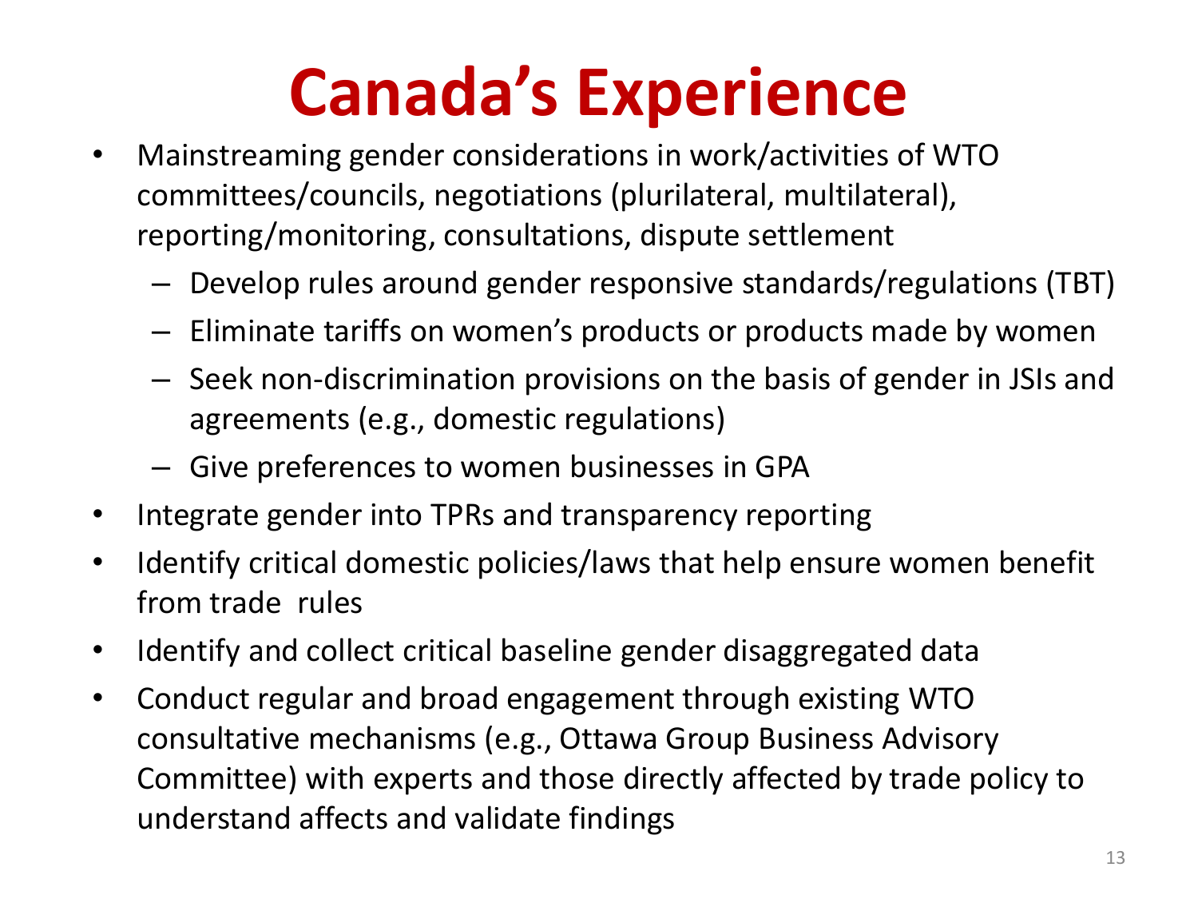# Canada's Experience

- Mainstreaming gender considerations in work/activities of WTO committees/councils, negotiations (plurilateral, multilateral), reporting/monitoring, consultations, dispute settlement
  - Develop rules around gender responsive standards/regulations (TBT)
  - Eliminate tariffs on women's products or products made by women
  - Seek non-discrimination provisions on the basis of gender in JSIs and agreements (e.g., domestic regulations)
  - Give preferences to women businesses in GPA
- Integrate gender into TPRs and transparency reporting
- Identify critical domestic policies/laws that help ensure women benefit from trade rules
- Identify and collect critical baseline gender disaggregated data
- Conduct regular and broad engagement through existing WTO consultative mechanisms (e.g., Ottawa Group Business Advisory Committee) with experts and those directly affected by trade policy to understand affects and validate findings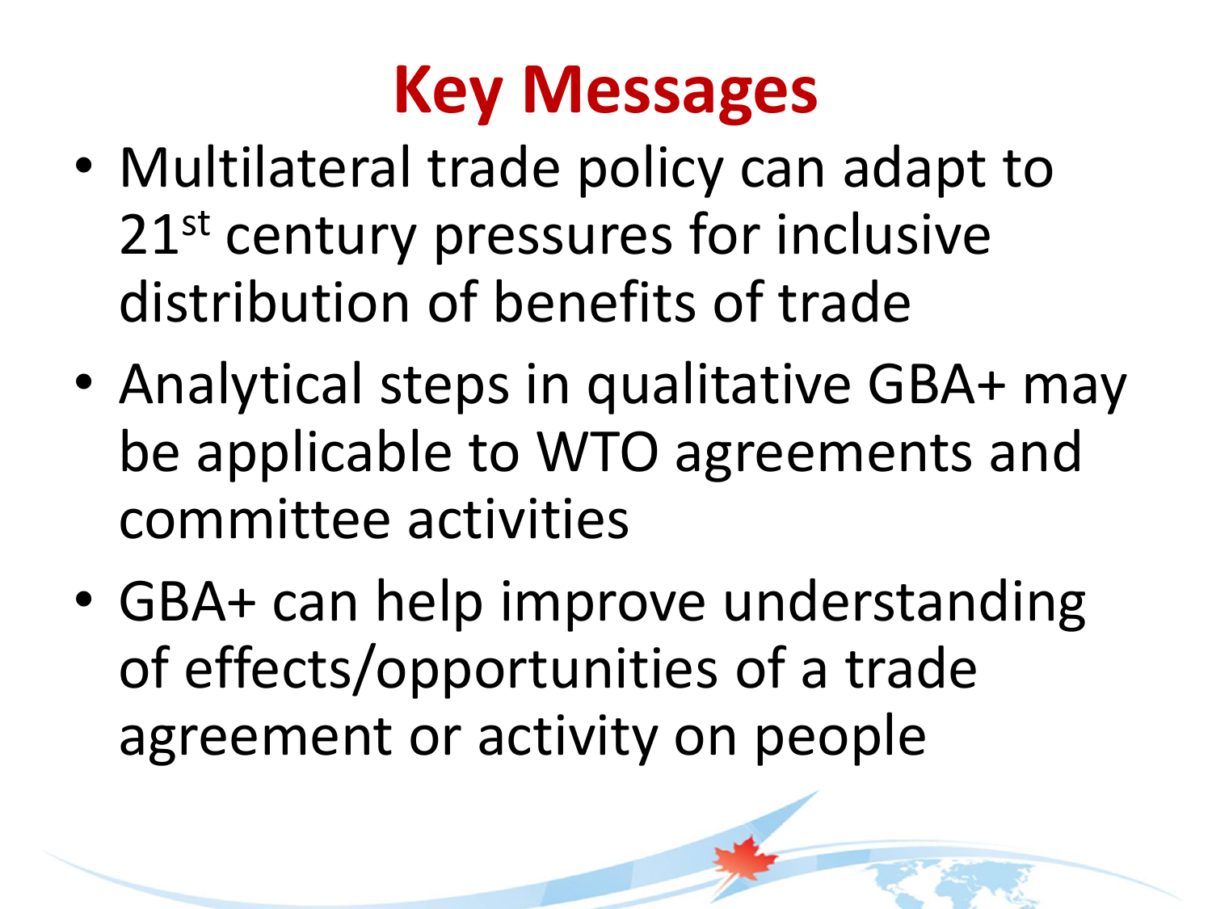# Key Messages

- Multilateral trade policy can adapt to 21st century pressures for inclusive distribution of benefits of trade
- Analytical steps in qualitative GBA+ may be applicable to WTO agreements and committee activities
- GBA+ can help improve understanding of effects/opportunities of a trade agreement or activity on people